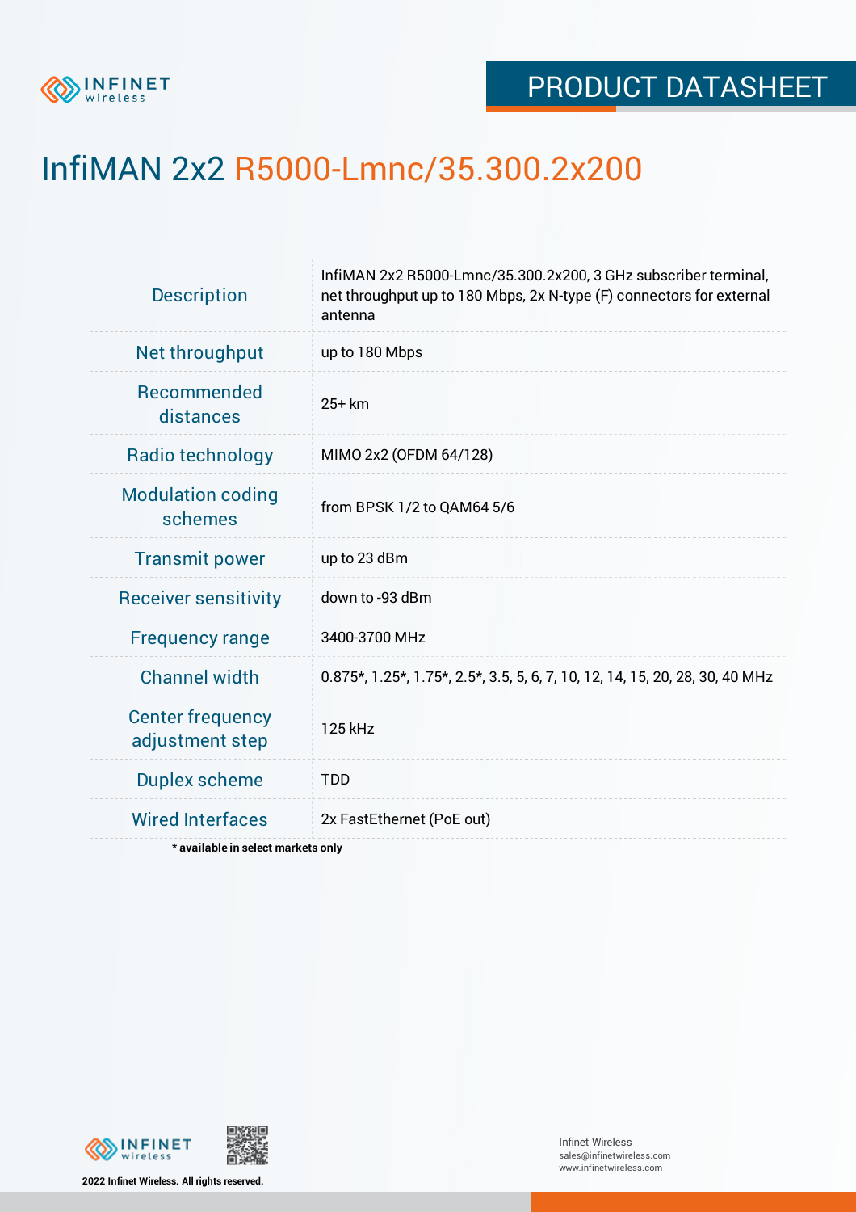# PRODUCT DATASHEET

# InfiMAN 2x2 R5000-Lmnc/35.300.2x200

| | |
|---|---|
| Description | InfiMAN 2x2 R5000-Lmnc/35.300.2x200, 3 GHz subscriber terminal, net throughput up to 180 Mbps, 2x N-type (F) connectors for external antenna |
| Net throughput | up to 180 Mbps |
| Recommended distances | 25+ km |
| Radio technology | MIMO 2x2 (OFDM 64/128) |
| Modulation coding schemes | from BPSK 1/2 to QAM64 5/6 |
| Transmit power | up to 23 dBm |
| Receiver sensitivity | down to -93 dBm |
| Frequency range | 3400-3700 MHz |
| Channel width | 0.875*, 1.25*, 1.75*, 2.5*, 3.5, 5, 6, 7, 10, 12, 14, 15, 20, 28, 30, 40 MHz |
| Center frequency adjustment step | 125 kHz |
| Duplex scheme | TDD |
| Wired Interfaces | 2x FastEthernet (PoE out) |

**\* available in select markets only**

2022 Infinet Wireless. All rights reserved.

Infinet Wireless
sales@infinetwireless.com
www.infinetwireless.com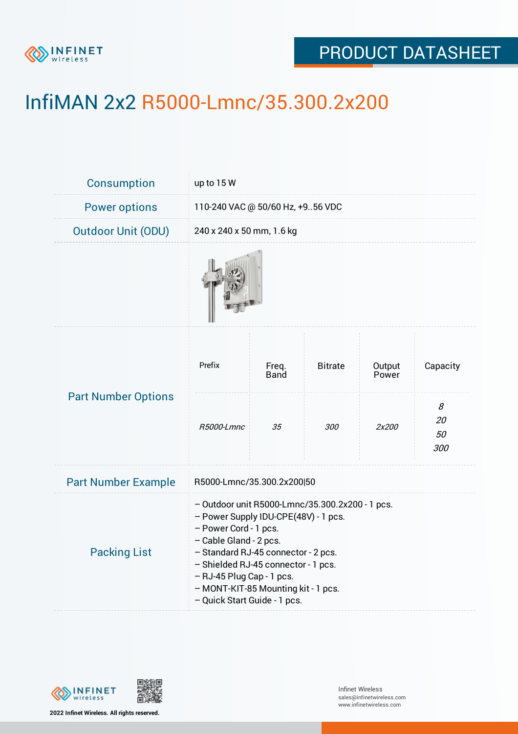# InfiMAN 2x2 R5000-Lmnc/35.300.2x200

| | |
|---|---|
| Consumption | up to 15 W |
| Power options | 110-240 VAC @ 50/60 Hz, +9..56 VDC |
| Outdoor Unit (ODU) | 240 x 240 x 50 mm, 1.6 kg |

**Part Number Options**

| Prefix | Freq. Band | Bitrate | Output Power | Capacity |
|---|---|---|---|---|
| *R5000-Lmnc* | *35* | *300* | *2x200* | *8*<br>*20*<br>*50*<br>*300* |

| | |
|---|---|
| Part Number Example | R5000-Lmnc/35.300.2x200\|50 |

**Packing List**

– Outdoor unit R5000-Lmnc/35.300.2x200 - 1 pcs.
– Power Supply IDU-CPE(48V) - 1 pcs.
– Power Cord - 1 pcs.
– Cable Gland - 2 pcs.
– Standard RJ-45 connector - 2 pcs.
– Shielded RJ-45 connector - 1 pcs.
– RJ-45 Plug Cap - 1 pcs.
– MONT-KIT-85 Mounting kit - 1 pcs.
– Quick Start Guide - 1 pcs.

2022 Infinet Wireless. All rights reserved.

Infinet Wireless
sales@infinetwireless.com
www.infinetwireless.com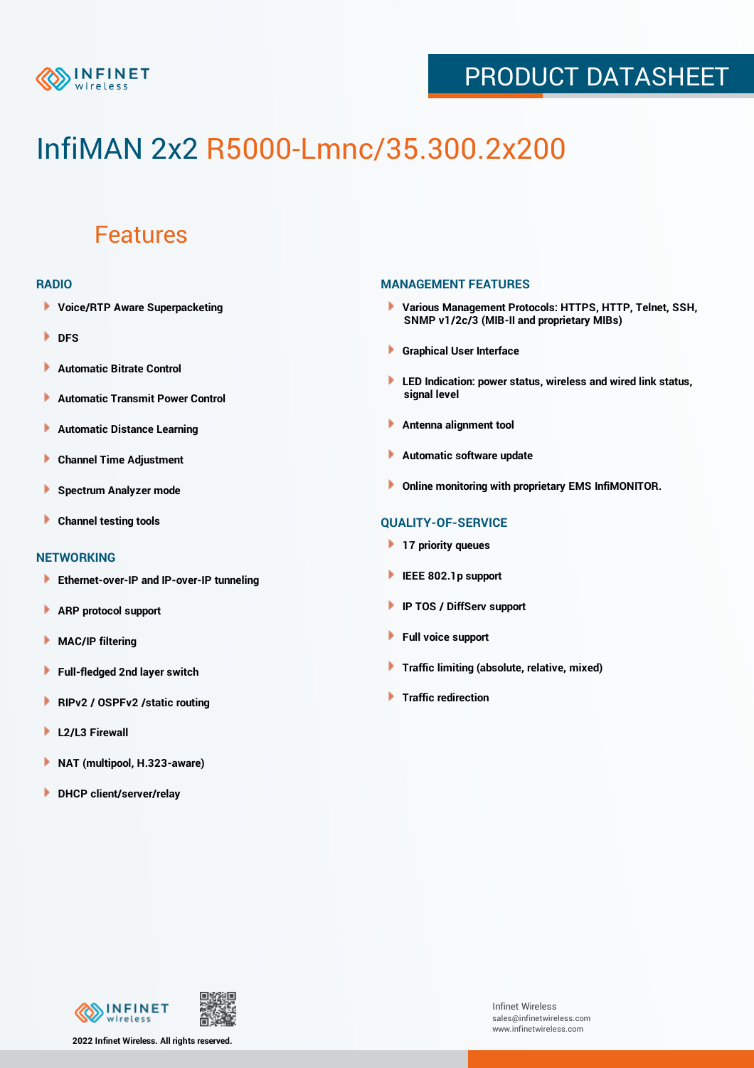# InfiMAN 2x2 R5000-Lmnc/35.300.2x200

## Features

### RADIO

- Voice/RTP Aware Superpacketing
- DFS
- Automatic Bitrate Control
- Automatic Transmit Power Control
- Automatic Distance Learning
- Channel Time Adjustment
- Spectrum Analyzer mode
- Channel testing tools

### NETWORKING

- Ethernet-over-IP and IP-over-IP tunneling
- ARP protocol support
- MAC/IP filtering
- Full-fledged 2nd layer switch
- RIPv2 / OSPFv2 /static routing
- L2/L3 Firewall
- NAT (multipool, H.323-aware)
- DHCP client/server/relay

### MANAGEMENT FEATURES

- Various Management Protocols: HTTPS, HTTP, Telnet, SSH, SNMP v1/2c/3 (MIB-II and proprietary MIBs)
- Graphical User Interface
- LED Indication: power status, wireless and wired link status, signal level
- Antenna alignment tool
- Automatic software update
- Online monitoring with proprietary EMS InfiMONITOR.

### QUALITY-OF-SERVICE

- 17 priority queues
- IEEE 802.1p support
- IP TOS / DiffServ support
- Full voice support
- Traffic limiting (absolute, relative, mixed)
- Traffic redirection

2022 Infinet Wireless. All rights reserved.

Infinet Wireless
sales@infinetwireless.com
www.infinetwireless.com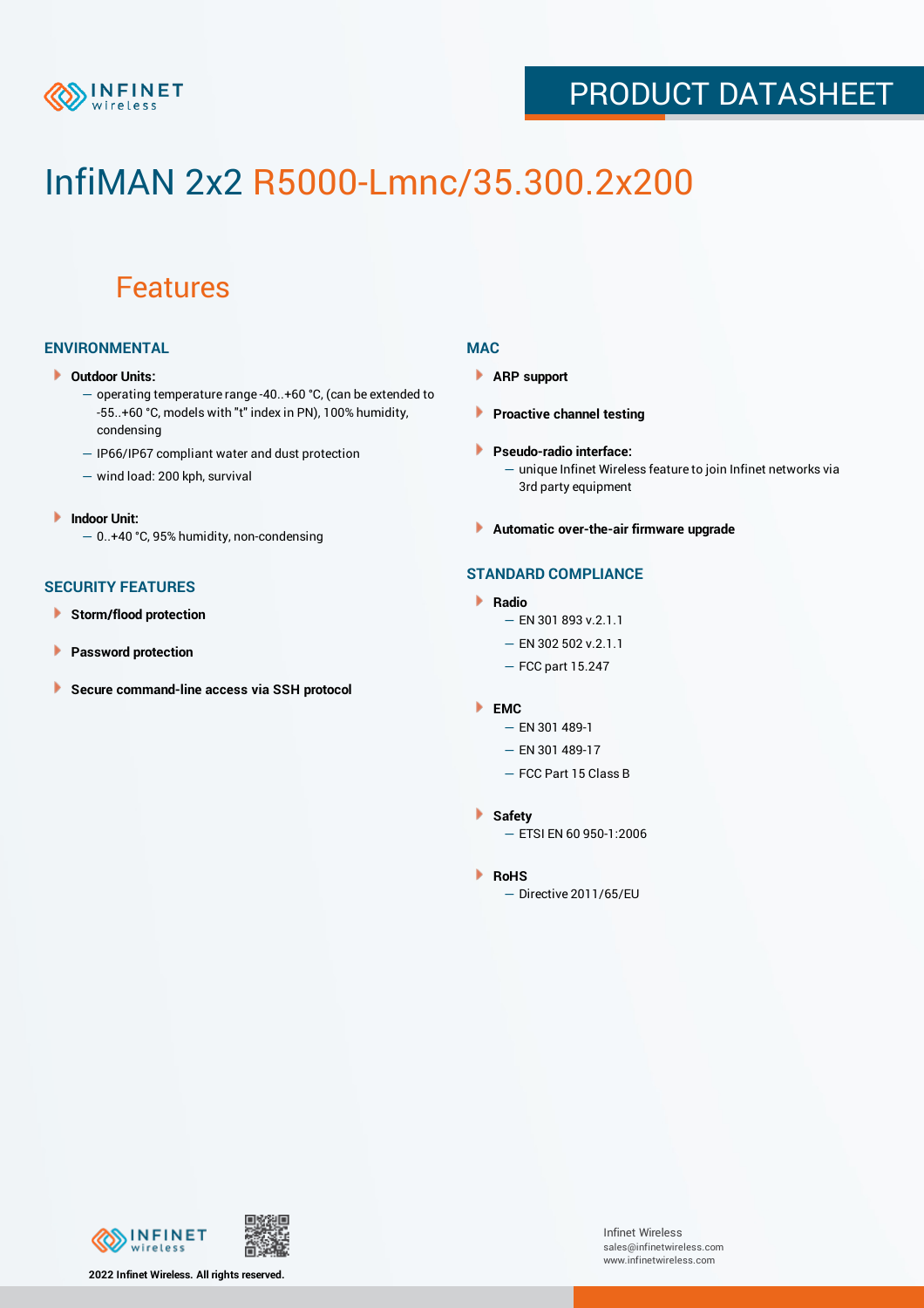# InfiMAN 2x2 R5000-Lmnc/35.300.2x200

## Features

### ENVIRONMENTAL

- **Outdoor Units:**
  - operating temperature range -40..+60 °C, (can be extended to -55..+60 °C, models with "t" index in PN), 100% humidity, condensing
  - IP66/IP67 compliant water and dust protection
  - wind load: 200 kph, survival
- **Indoor Unit:**
  - 0..+40 °C, 95% humidity, non-condensing

### SECURITY FEATURES

- **Storm/flood protection**
- **Password protection**
- **Secure command-line access via SSH protocol**

### MAC

- **ARP support**
- **Proactive channel testing**
- **Pseudo-radio interface:**
  - unique Infinet Wireless feature to join Infinet networks via 3rd party equipment
- **Automatic over-the-air firmware upgrade**

### STANDARD COMPLIANCE

- **Radio**
  - EN 301 893 v.2.1.1
  - EN 302 502 v.2.1.1
  - FCC part 15.247
- **EMC**
  - EN 301 489-1
  - EN 301 489-17
  - FCC Part 15 Class B
- **Safety**
  - ETSI EN 60 950-1:2006
- **RoHS**
  - Directive 2011/65/EU

2022 Infinet Wireless. All rights reserved.

Infinet Wireless
sales@infinetwireless.com
www.infinetwireless.com